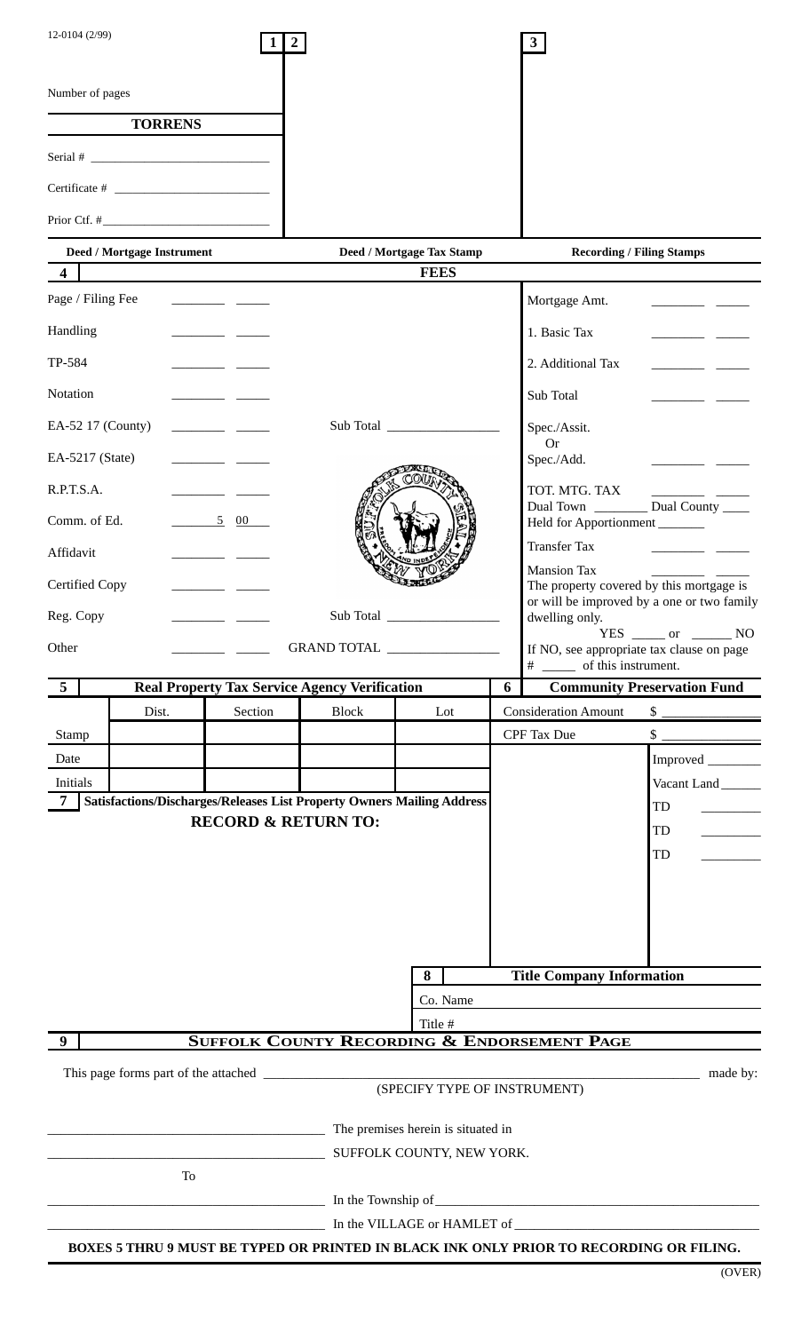12-0104 (2/99)

**1** **2** **3**

Number of pages

**TORRENS**

Serial # ______________________

Certificate # ______________________

Prior Ctf. # ______________________

**Deed / Mortgage Instrument** | **Deed / Mortgage Tax Stamp** | **Recording / Filing Stamps**

**4** **FEES**

| | | |
|---|---|---|
| Page / Filing Fee | ________ | Mortgage Amt. ________ |
| Handling | ________ | 1. Basic Tax ________ |
| TP-584 | ________ | 2. Additional Tax ________ |
| Notation | ________ | Sub Total ________ |
| EA-52 17 (County) | ________ Sub Total ________ | Spec./Assit. Or Spec./Add. ________ |
| EA-5217 (State) | ________ | |
| R.P.T.S.A. | ________ | TOT. MTG. TAX ________ |
| Comm. of Ed. | 5 00 | Dual Town ________ Dual County ____ Held for Apportionment ______ |
| Affidavit | ________ | Transfer Tax ________ |
| Certified Copy | ________ | Mansion Tax ________ |
| Reg. Copy | ________ Sub Total ________ | The property covered by this mortgage is or will be improved by a one or two family dwelling only. YES ____ or ____ NO |
| Other | ________ GRAND TOTAL ________ | If NO, see appropriate tax clause on page # ____ of this instrument. |

**5** **Real Property Tax Service Agency Verification**

| | Dist. | Section | Block | Lot |
|---|---|---|---|---|
| Stamp | | | | |
| Date | | | | |
| Initials | | | | |

**6** **Community Preservation Fund**

Consideration Amount $ ____________

CPF Tax Due $ ____________

Improved ________

Vacant Land ______

TD ________

TD ________

TD ________

**7** **Satisfactions/Discharges/Releases List Property Owners Mailing Address**

**RECORD & RETURN TO:**

**8** **Title Company Information**

Co. Name

Title #

**9** **SUFFOLK COUNTY RECORDING & ENDORSEMENT PAGE**

This page forms part of the attached ______________________________ made by:

(SPECIFY TYPE OF INSTRUMENT)

______________________________ The premises herein is situated in

______________________________ SUFFOLK COUNTY, NEW YORK.

To

______________________________ In the Township of ______________________

______________________________ In the VILLAGE or HAMLET of ______________________

**BOXES 5 THRU 9 MUST BE TYPED OR PRINTED IN BLACK INK ONLY PRIOR TO RECORDING OR FILING.**

(OVER)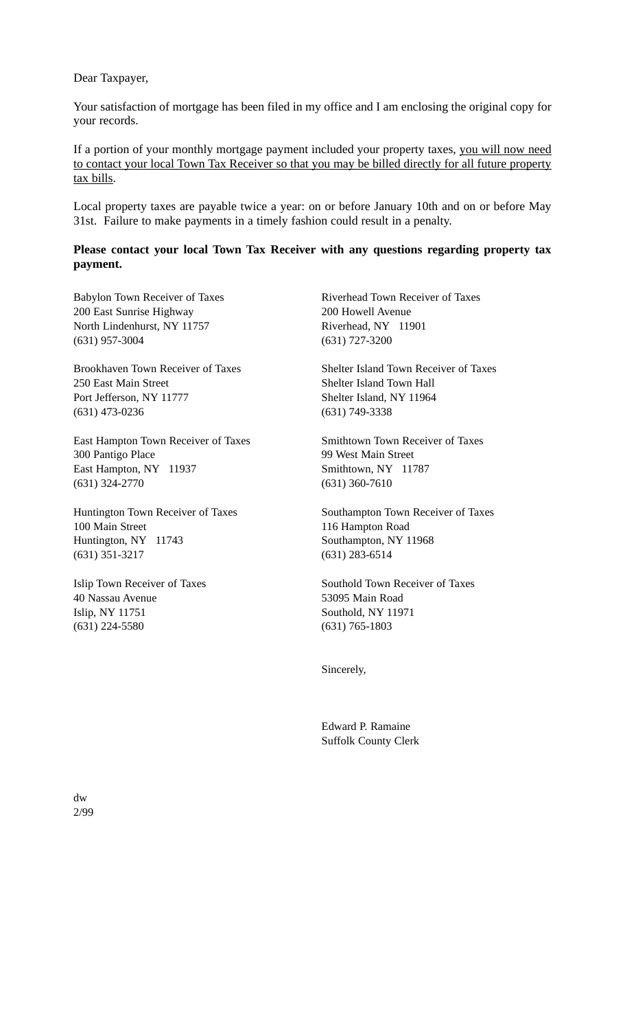Dear Taxpayer,

Your satisfaction of mortgage has been filed in my office and I am enclosing the original copy for your records.

If a portion of your monthly mortgage payment included your property taxes, <u>you will now need to contact your local Town Tax Receiver so that you may be billed directly for all future property tax bills</u>.

Local property taxes are payable twice a year: on or before January 10th and on or before May 31st. Failure to make payments in a timely fashion could result in a penalty.

**Please contact your local Town Tax Receiver with any questions regarding property tax payment.**

Babylon Town Receiver of Taxes
200 East Sunrise Highway
North Lindenhurst, NY 11757
(631) 957-3004

Brookhaven Town Receiver of Taxes
250 East Main Street
Port Jefferson, NY 11777
(631) 473-0236

East Hampton Town Receiver of Taxes
300 Pantigo Place
East Hampton, NY 11937
(631) 324-2770

Huntington Town Receiver of Taxes
100 Main Street
Huntington, NY 11743
(631) 351-3217

Islip Town Receiver of Taxes
40 Nassau Avenue
Islip, NY 11751
(631) 224-5580

Riverhead Town Receiver of Taxes
200 Howell Avenue
Riverhead, NY 11901
(631) 727-3200

Shelter Island Town Receiver of Taxes
Shelter Island Town Hall
Shelter Island, NY 11964
(631) 749-3338

Smithtown Town Receiver of Taxes
99 West Main Street
Smithtown, NY 11787
(631) 360-7610

Southampton Town Receiver of Taxes
116 Hampton Road
Southampton, NY 11968
(631) 283-6514

Southold Town Receiver of Taxes
53095 Main Road
Southold, NY 11971
(631) 765-1803

Sincerely,

Edward P. Ramaine
Suffolk County Clerk

dw
2/99